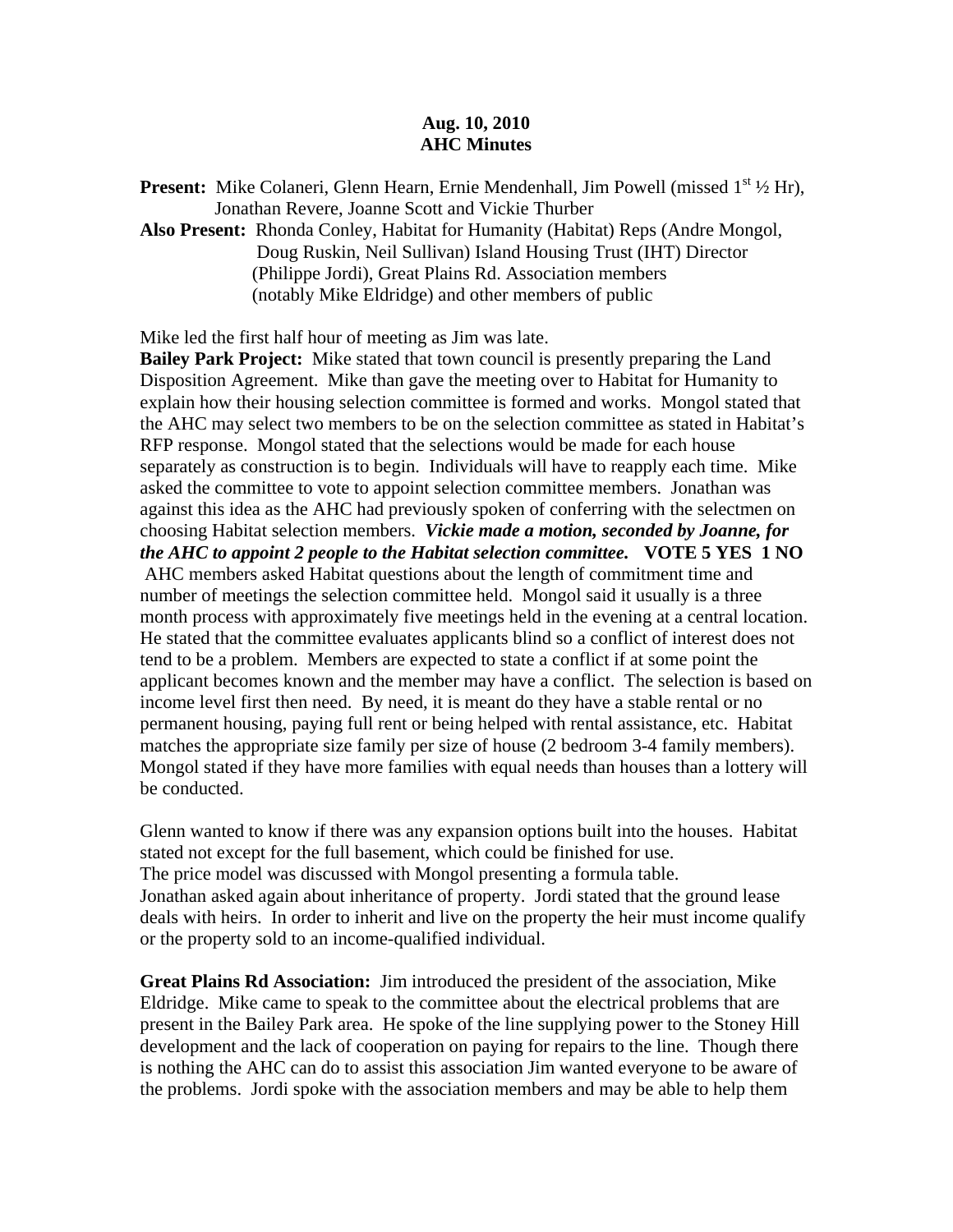**Aug. 10, 2010**
**AHC Minutes**

**Present:** Mike Colaneri, Glenn Hearn, Ernie Mendenhall, Jim Powell (missed 1st ½ Hr), Jonathan Revere, Joanne Scott and Vickie Thurber

**Also Present:** Rhonda Conley, Habitat for Humanity (Habitat) Reps (Andre Mongol, Doug Ruskin, Neil Sullivan) Island Housing Trust (IHT) Director (Philippe Jordi), Great Plains Rd. Association members (notably Mike Eldridge) and other members of public

Mike led the first half hour of meeting as Jim was late.

**Bailey Park Project:** Mike stated that town council is presently preparing the Land Disposition Agreement. Mike than gave the meeting over to Habitat for Humanity to explain how their housing selection committee is formed and works. Mongol stated that the AHC may select two members to be on the selection committee as stated in Habitat's RFP response. Mongol stated that the selections would be made for each house separately as construction is to begin. Individuals will have to reapply each time. Mike asked the committee to vote to appoint selection committee members. Jonathan was against this idea as the AHC had previously spoken of conferring with the selectmen on choosing Habitat selection members. ***Vickie made a motion, seconded by Joanne, for the AHC to appoint 2 people to the Habitat selection committee.*** **VOTE 5 YES 1 NO**
AHC members asked Habitat questions about the length of commitment time and number of meetings the selection committee held. Mongol said it usually is a three month process with approximately five meetings held in the evening at a central location. He stated that the committee evaluates applicants blind so a conflict of interest does not tend to be a problem. Members are expected to state a conflict if at some point the applicant becomes known and the member may have a conflict. The selection is based on income level first then need. By need, it is meant do they have a stable rental or no permanent housing, paying full rent or being helped with rental assistance, etc. Habitat matches the appropriate size family per size of house (2 bedroom 3-4 family members). Mongol stated if they have more families with equal needs than houses than a lottery will be conducted.

Glenn wanted to know if there was any expansion options built into the houses. Habitat stated not except for the full basement, which could be finished for use.
The price model was discussed with Mongol presenting a formula table.
Jonathan asked again about inheritance of property. Jordi stated that the ground lease deals with heirs. In order to inherit and live on the property the heir must income qualify or the property sold to an income-qualified individual.

**Great Plains Rd Association:** Jim introduced the president of the association, Mike Eldridge. Mike came to speak to the committee about the electrical problems that are present in the Bailey Park area. He spoke of the line supplying power to the Stoney Hill development and the lack of cooperation on paying for repairs to the line. Though there is nothing the AHC can do to assist this association Jim wanted everyone to be aware of the problems. Jordi spoke with the association members and may be able to help them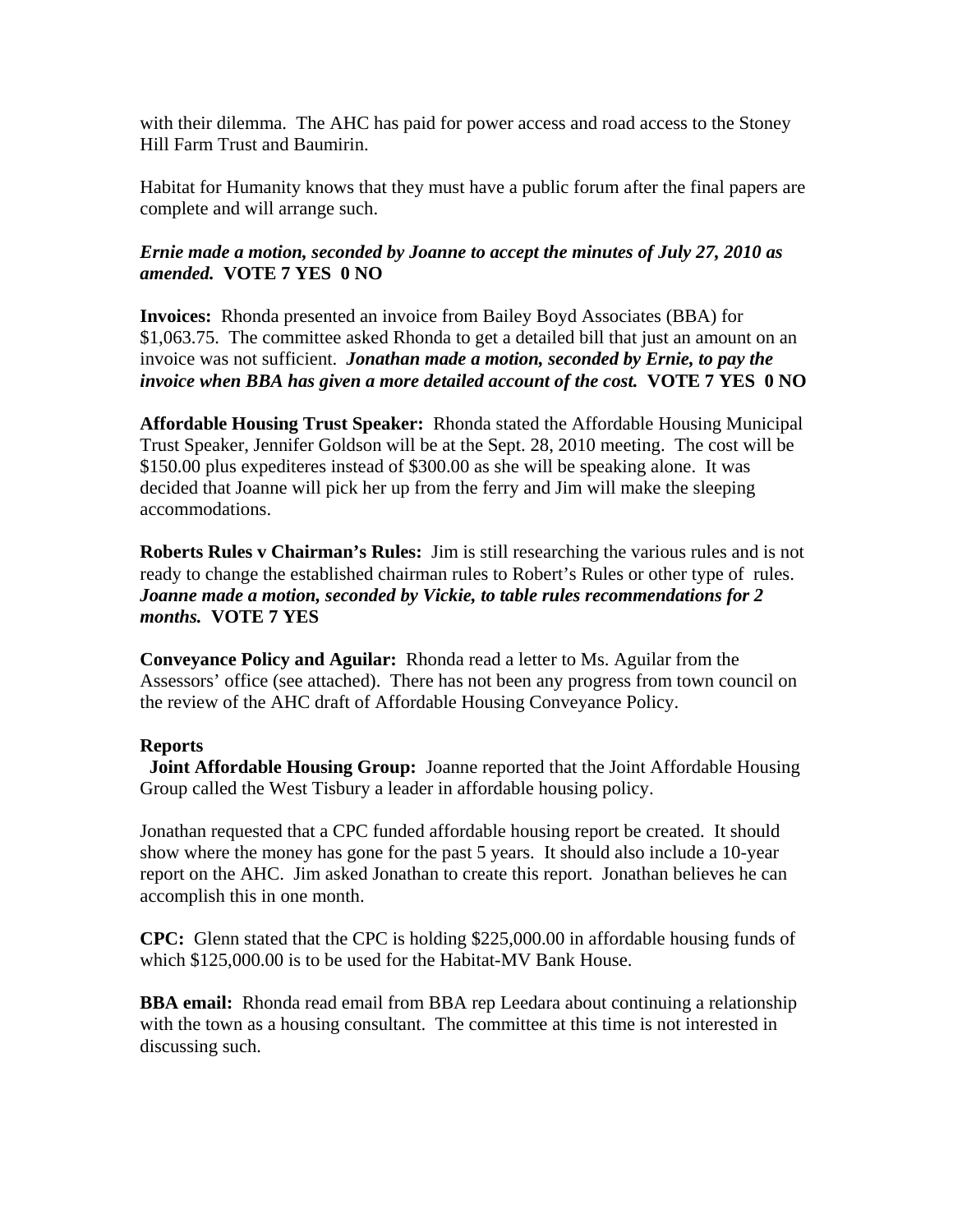with their dilemma. The AHC has paid for power access and road access to the Stoney Hill Farm Trust and Baumirin.

Habitat for Humanity knows that they must have a public forum after the final papers are complete and will arrange such.

***Ernie made a motion, seconded by Joanne to accept the minutes of July 27, 2010 as amended.* VOTE 7 YES 0 NO**

**Invoices:** Rhonda presented an invoice from Bailey Boyd Associates (BBA) for $1,063.75. The committee asked Rhonda to get a detailed bill that just an amount on an invoice was not sufficient. ***Jonathan made a motion, seconded by Ernie, to pay the invoice when BBA has given a more detailed account of the cost.* VOTE 7 YES 0 NO**

**Affordable Housing Trust Speaker:** Rhonda stated the Affordable Housing Municipal Trust Speaker, Jennifer Goldson will be at the Sept. 28, 2010 meeting. The cost will be $150.00 plus expediteres instead of $300.00 as she will be speaking alone. It was decided that Joanne will pick her up from the ferry and Jim will make the sleeping accommodations.

**Roberts Rules v Chairman's Rules:** Jim is still researching the various rules and is not ready to change the established chairman rules to Robert's Rules or other type of rules. ***Joanne made a motion, seconded by Vickie, to table rules recommendations for 2 months.* VOTE 7 YES**

**Conveyance Policy and Aguilar:** Rhonda read a letter to Ms. Aguilar from the Assessors' office (see attached). There has not been any progress from town council on the review of the AHC draft of Affordable Housing Conveyance Policy.

**Reports**

**Joint Affordable Housing Group:** Joanne reported that the Joint Affordable Housing Group called the West Tisbury a leader in affordable housing policy.

Jonathan requested that a CPC funded affordable housing report be created. It should show where the money has gone for the past 5 years. It should also include a 10-year report on the AHC. Jim asked Jonathan to create this report. Jonathan believes he can accomplish this in one month.

**CPC:** Glenn stated that the CPC is holding $225,000.00 in affordable housing funds of which $125,000.00 is to be used for the Habitat-MV Bank House.

**BBA email:** Rhonda read email from BBA rep Leedara about continuing a relationship with the town as a housing consultant. The committee at this time is not interested in discussing such.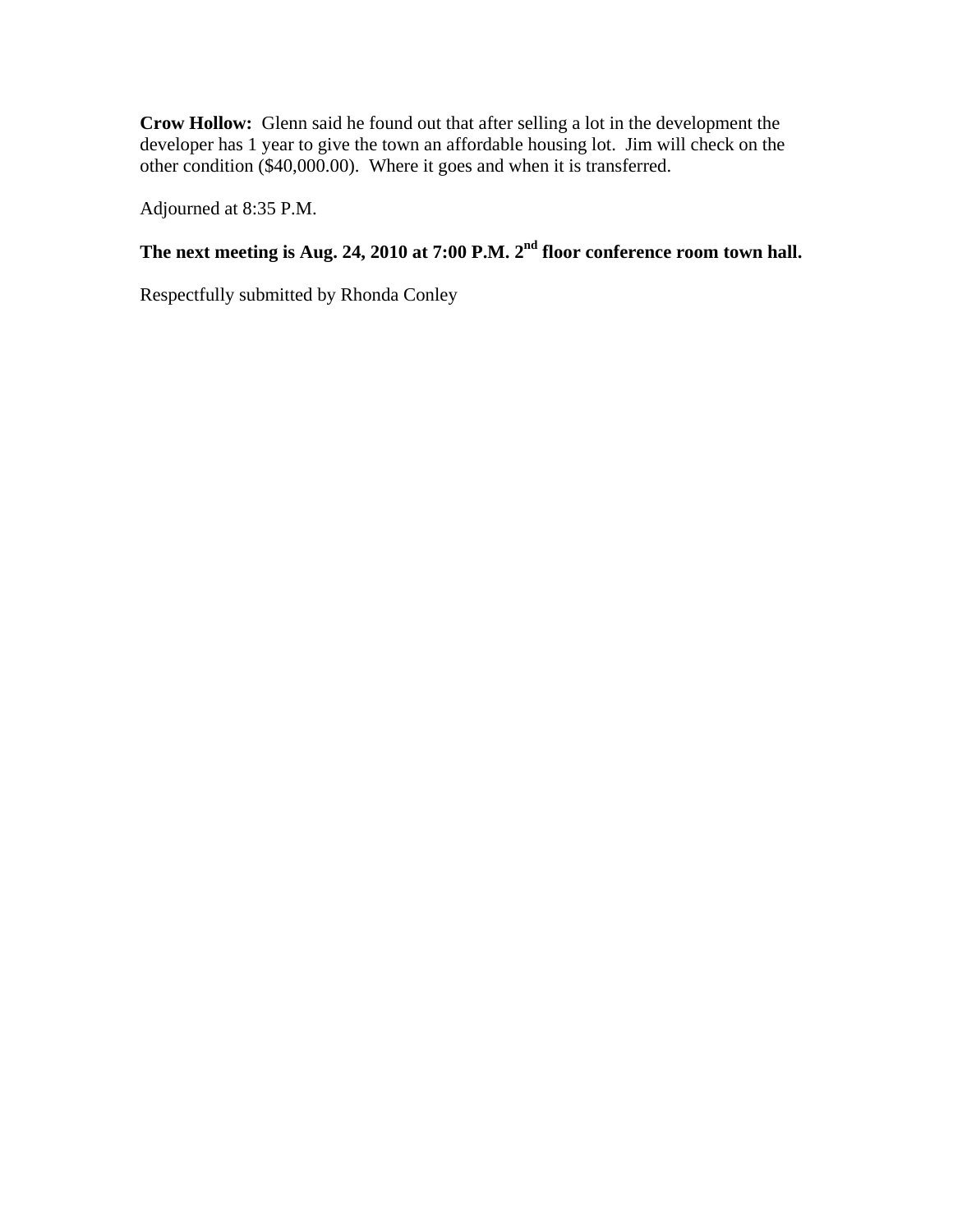**Crow Hollow:** Glenn said he found out that after selling a lot in the development the developer has 1 year to give the town an affordable housing lot. Jim will check on the other condition ($40,000.00). Where it goes and when it is transferred.

Adjourned at 8:35 P.M.

**The next meeting is Aug. 24, 2010 at 7:00 P.M. 2nd floor conference room town hall.**

Respectfully submitted by Rhonda Conley